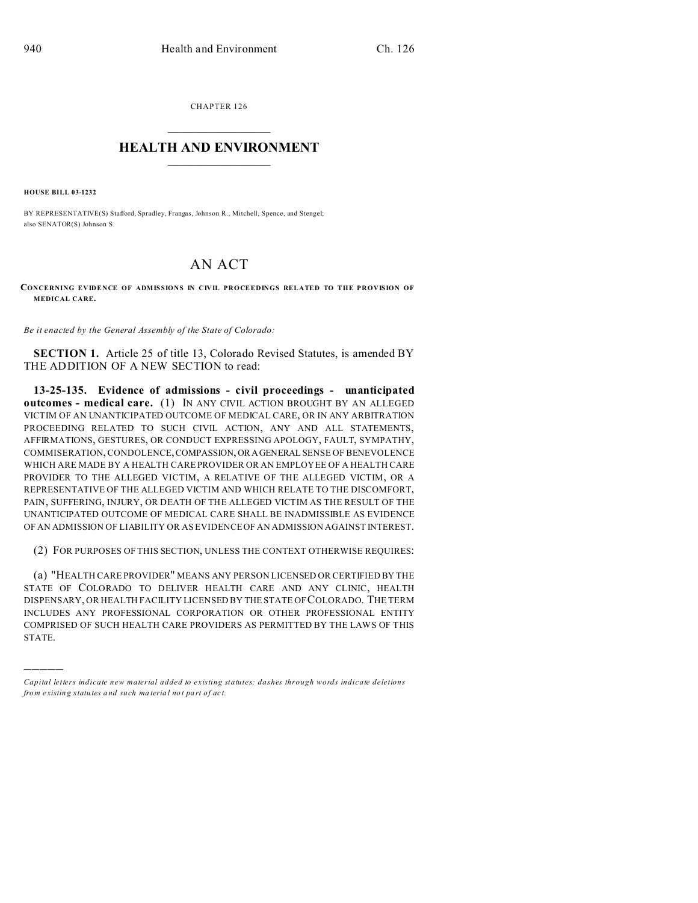CHAPTER 126

# HEALTH AND ENVIRONMENT

**HOUSE BILL 03-1232**

BY REPRESENTATIVE(S) Stafford, Spradley, Frangas, Johnson R., Mitchell, Spence, and Stengel;
also SENATOR(S) Johnson S.

# AN ACT

**CONCERNING EVIDENCE OF ADMISSIONS IN CIVIL PROCEEDINGS RELATED TO THE PROVISION OF MEDICAL CARE.**

*Be it enacted by the General Assembly of the State of Colorado:*

**SECTION 1.** Article 25 of title 13, Colorado Revised Statutes, is amended BY THE ADDITION OF A NEW SECTION to read:

**13-25-135. Evidence of admissions - civil proceedings - unanticipated outcomes - medical care.** (1) IN ANY CIVIL ACTION BROUGHT BY AN ALLEGED VICTIM OF AN UNANTICIPATED OUTCOME OF MEDICAL CARE, OR IN ANY ARBITRATION PROCEEDING RELATED TO SUCH CIVIL ACTION, ANY AND ALL STATEMENTS, AFFIRMATIONS, GESTURES, OR CONDUCT EXPRESSING APOLOGY, FAULT, SYMPATHY, COMMISERATION, CONDOLENCE, COMPASSION, OR A GENERAL SENSE OF BENEVOLENCE WHICH ARE MADE BY A HEALTH CARE PROVIDER OR AN EMPLOYEE OF A HEALTH CARE PROVIDER TO THE ALLEGED VICTIM, A RELATIVE OF THE ALLEGED VICTIM, OR A REPRESENTATIVE OF THE ALLEGED VICTIM AND WHICH RELATE TO THE DISCOMFORT, PAIN, SUFFERING, INJURY, OR DEATH OF THE ALLEGED VICTIM AS THE RESULT OF THE UNANTICIPATED OUTCOME OF MEDICAL CARE SHALL BE INADMISSIBLE AS EVIDENCE OF AN ADMISSION OF LIABILITY OR AS EVIDENCE OF AN ADMISSION AGAINST INTEREST.

(2) FOR PURPOSES OF THIS SECTION, UNLESS THE CONTEXT OTHERWISE REQUIRES:

(a) "HEALTH CARE PROVIDER" MEANS ANY PERSON LICENSED OR CERTIFIED BY THE STATE OF COLORADO TO DELIVER HEALTH CARE AND ANY CLINIC, HEALTH DISPENSARY, OR HEALTH FACILITY LICENSED BY THE STATE OF COLORADO. THE TERM INCLUDES ANY PROFESSIONAL CORPORATION OR OTHER PROFESSIONAL ENTITY COMPRISED OF SUCH HEALTH CARE PROVIDERS AS PERMITTED BY THE LAWS OF THIS STATE.

---

*Capital letters indicate new material added to existing statutes; dashes through words indicate deletions from existing statutes and such material not part of act.*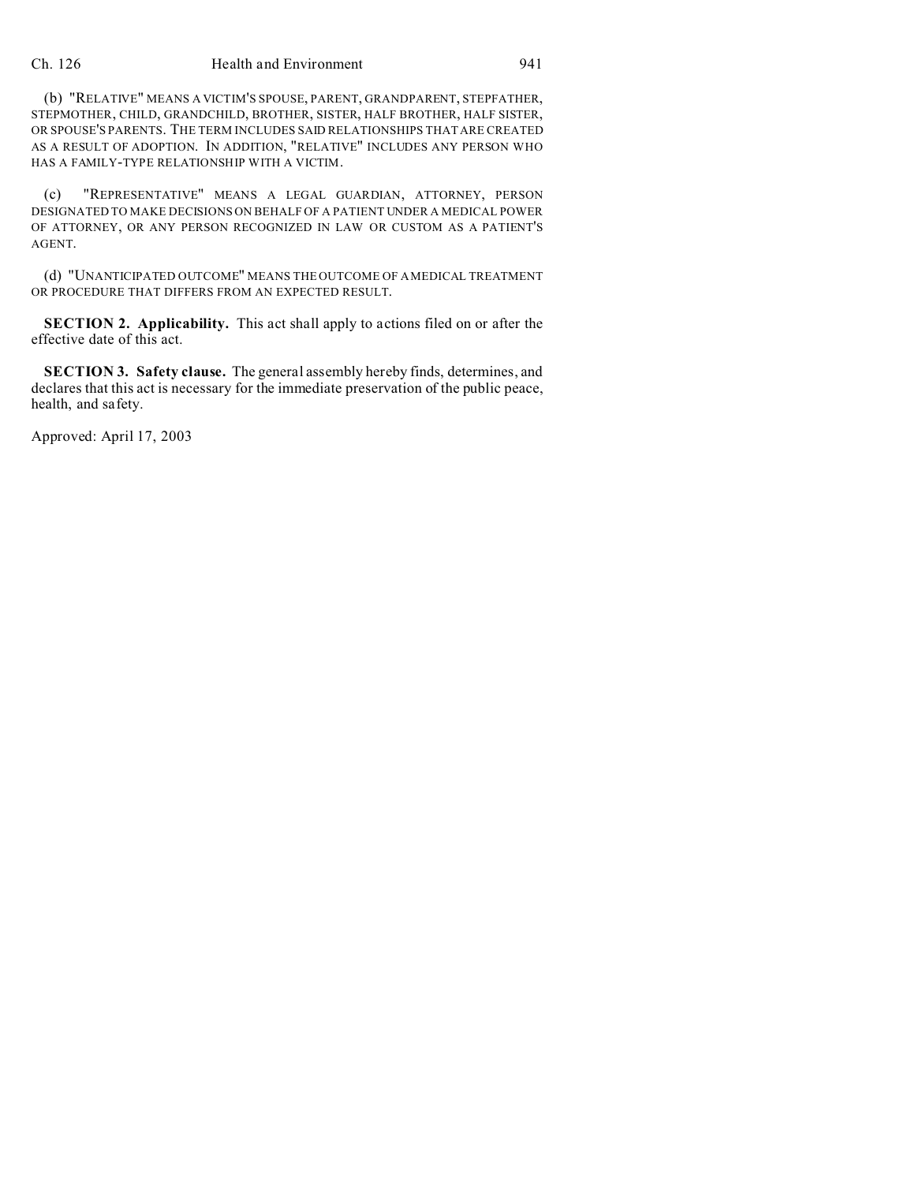(b) "RELATIVE" MEANS A VICTIM'S SPOUSE, PARENT, GRANDPARENT, STEPFATHER, STEPMOTHER, CHILD, GRANDCHILD, BROTHER, SISTER, HALF BROTHER, HALF SISTER, OR SPOUSE'S PARENTS. THE TERM INCLUDES SAID RELATIONSHIPS THAT ARE CREATED AS A RESULT OF ADOPTION. IN ADDITION, "RELATIVE" INCLUDES ANY PERSON WHO HAS A FAMILY-TYPE RELATIONSHIP WITH A VICTIM.

(c) "REPRESENTATIVE" MEANS A LEGAL GUARDIAN, ATTORNEY, PERSON DESIGNATED TO MAKE DECISIONS ON BEHALF OF A PATIENT UNDER A MEDICAL POWER OF ATTORNEY, OR ANY PERSON RECOGNIZED IN LAW OR CUSTOM AS A PATIENT'S AGENT.

(d) "UNANTICIPATED OUTCOME" MEANS THE OUTCOME OF A MEDICAL TREATMENT OR PROCEDURE THAT DIFFERS FROM AN EXPECTED RESULT.

**SECTION 2. Applicability.** This act shall apply to actions filed on or after the effective date of this act.

**SECTION 3. Safety clause.** The general assembly hereby finds, determines, and declares that this act is necessary for the immediate preservation of the public peace, health, and safety.

Approved: April 17, 2003